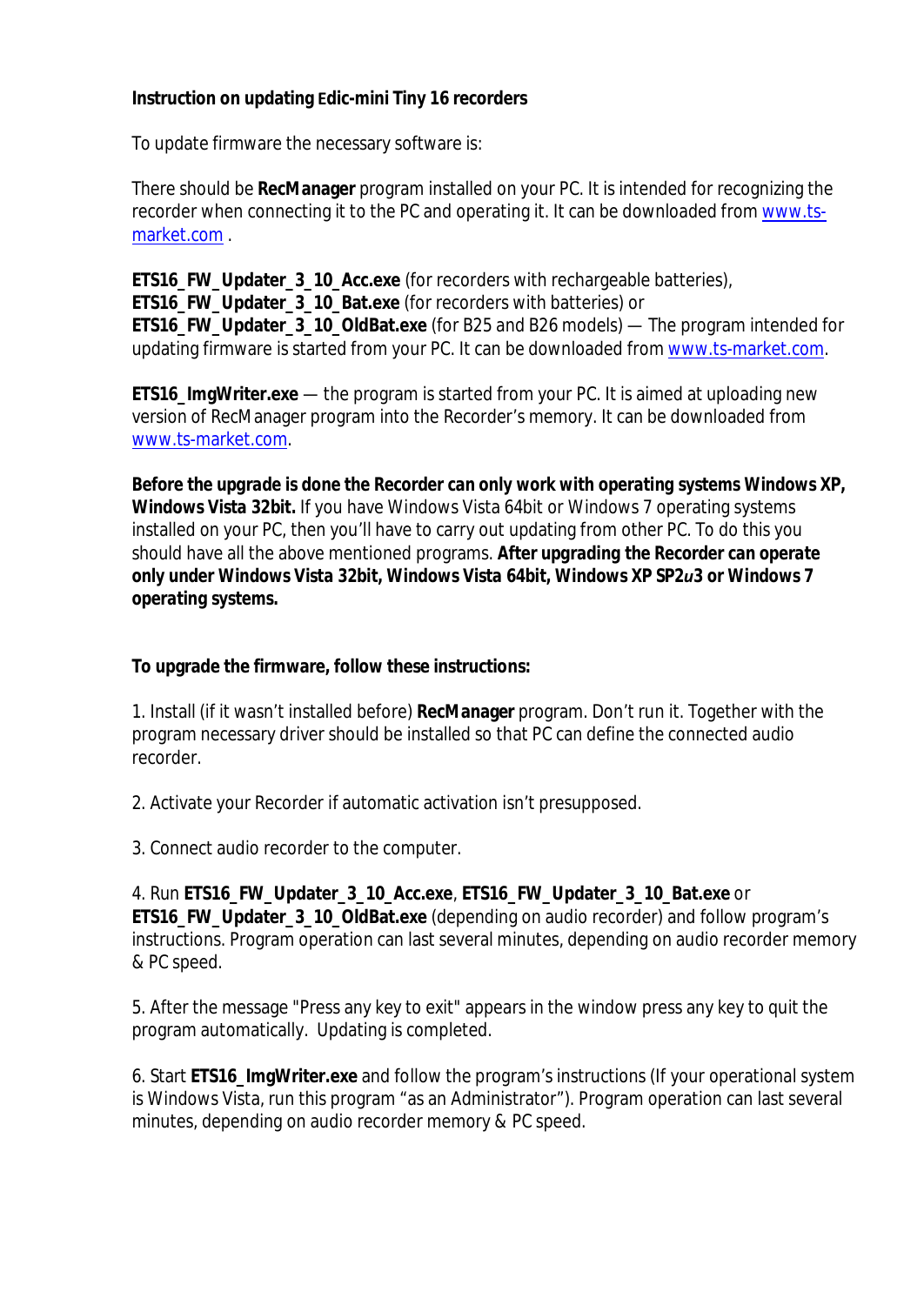**Instruction on updating Edic-mini Tiny 16 recorders**

To update firmware the necessary software is:

There should be **RecManager** program installed on your PC. It is intended for recognizing the recorder when connecting it to the PC and operating it. It can be downloaded from [www.ts-market.com](http://www.ts-market.com) .

**ETS16_FW_Updater_3_10_Acc.exe** (for recorders with rechargeable batteries), **ETS16_FW_Updater_3_10_Bat.exe** (for recorders with batteries) or **ETS16_FW_Updater_3_10_OldBat.exe** (for B25 and B26 models) — The program intended for updating firmware is started from your PC. It can be downloaded from [www.ts-market.com](http://www.ts-market.com).

**ETS16_ImgWriter.exe** — the program is started from your PC. It is aimed at uploading new version of RecManager program into the Recorder's memory. It can be downloaded from [www.ts-market.com](http://www.ts-market.com).

**Before the upgrade is done the Recorder can only work with operating systems Windows XP, Windows Vista 32bit.** If you have Windows Vista 64bit or Windows 7 operating systems installed on your PC, then you'll have to carry out updating from other PC. To do this you should have all the above mentioned programs. **After upgrading the Recorder can operate only under Windows Vista 32bit, Windows Vista 64bit, Windows XP SP2*u*3 or Windows 7 operating systems.**

**To upgrade the firmware, follow these instructions:**

1. Install (if it wasn't installed before) **RecManager** program. Don't run it. Together with the program necessary driver should be installed so that PC can define the connected audio recorder.

2. Activate your Recorder if automatic activation isn't presupposed.

3. Connect audio recorder to the computer.

4. Run **ETS16_FW_Updater_3_10_Acc.exe**, **ETS16_FW_Updater_3_10_Bat.exe** or **ETS16_FW_Updater_3_10_OldBat.exe** (depending on audio recorder) and follow program's instructions. Program operation can last several minutes, depending on audio recorder memory & PC speed.

5. After the message "Press any key to exit" appears in the window press any key to quit the program automatically. Updating is completed.

6. Start **ETS16_ImgWriter.exe** and follow the program's instructions (If your operational system is Windows Vista, run this program "as an Administrator"). Program operation can last several minutes, depending on audio recorder memory & PC speed.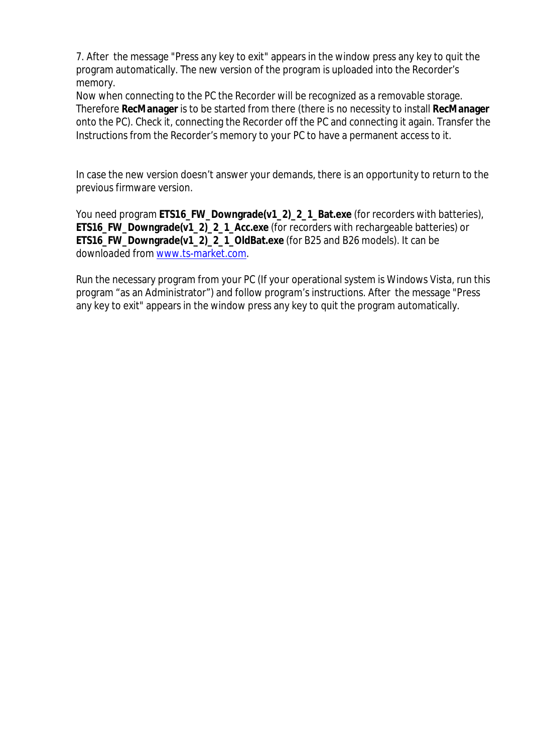7. After the message "Press any key to exit" appears in the window press any key to quit the program automatically. The new version of the program is uploaded into the Recorder's memory.
Now when connecting to the PC the Recorder will be recognized as a removable storage. Therefore **RecManager** is to be started from there (there is no necessity to install **RecManager** onto the PC). Check it, connecting the Recorder off the PC and connecting it again. Transfer the Instructions from the Recorder's memory to your PC to have a permanent access to it.

In case the new version doesn't answer your demands, there is an opportunity to return to the previous firmware version.

You need program **ETS16_FW_Downgrade(v1_2)_2_1_Bat.exe** (for recorders with batteries), **ETS16_FW_Downgrade(v1_2)_2_1_Acc.exe** (for recorders with rechargeable batteries) or **ETS16_FW_Downgrade(v1_2)_2_1_OldBat.exe** (for B25 and B26 models). It can be downloaded from [www.ts-market.com](www.ts-market.com).

Run the necessary program from your PC (If your operational system is Windows Vista, run this program "as an Administrator") and follow program's instructions. After the message "Press any key to exit" appears in the window press any key to quit the program automatically.